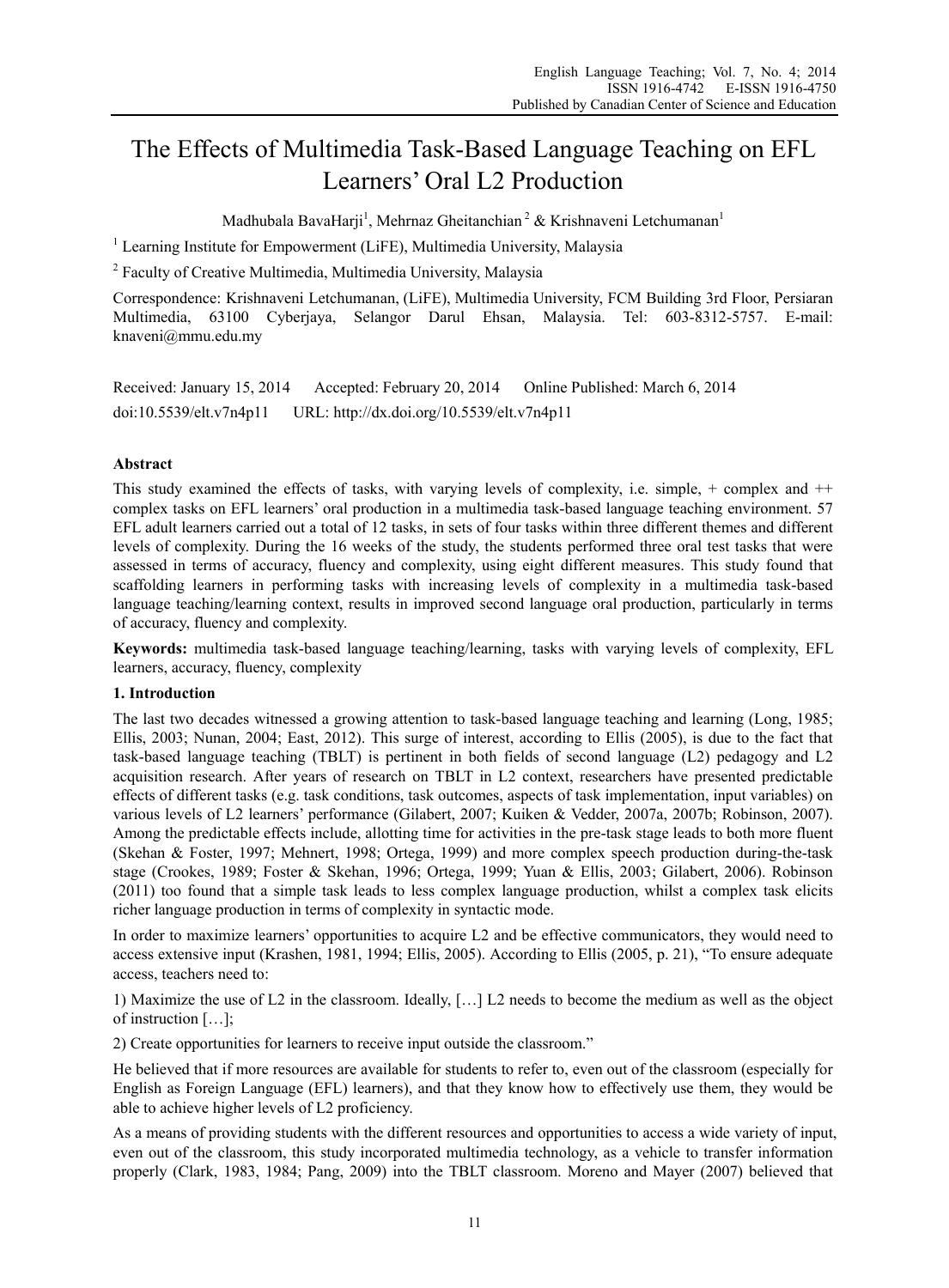# The Effects of Multimedia Task-Based Language Teaching on EFL Learners' Oral L2 Production

Madhubala BavaHarji[1], Mehrnaz Gheitanchian[2] & Krishnaveni Letchumanan[1]

[1] Learning Institute for Empowerment (LiFE), Multimedia University, Malaysia

[2] Faculty of Creative Multimedia, Multimedia University, Malaysia

Correspondence: Krishnaveni Letchumanan, (LiFE), Multimedia University, FCM Building 3rd Floor, Persiaran Multimedia, 63100 Cyberjaya, Selangor Darul Ehsan, Malaysia. Tel: 603-8312-5757. E-mail: knaveni@mmu.edu.my

Received: January 15, 2014 Accepted: February 20, 2014 Online Published: March 6, 2014

doi:10.5539/elt.v7n4p11 URL: http://dx.doi.org/10.5539/elt.v7n4p11

## Abstract

This study examined the effects of tasks, with varying levels of complexity, i.e. simple, + complex and ++ complex tasks on EFL learners' oral production in a multimedia task-based language teaching environment. 57 EFL adult learners carried out a total of 12 tasks, in sets of four tasks within three different themes and different levels of complexity. During the 16 weeks of the study, the students performed three oral test tasks that were assessed in terms of accuracy, fluency and complexity, using eight different measures. This study found that scaffolding learners in performing tasks with increasing levels of complexity in a multimedia task-based language teaching/learning context, results in improved second language oral production, particularly in terms of accuracy, fluency and complexity.

**Keywords:** multimedia task-based language teaching/learning, tasks with varying levels of complexity, EFL learners, accuracy, fluency, complexity

## 1. Introduction

The last two decades witnessed a growing attention to task-based language teaching and learning (Long, 1985; Ellis, 2003; Nunan, 2004; East, 2012). This surge of interest, according to Ellis (2005), is due to the fact that task-based language teaching (TBLT) is pertinent in both fields of second language (L2) pedagogy and L2 acquisition research. After years of research on TBLT in L2 context, researchers have presented predictable effects of different tasks (e.g. task conditions, task outcomes, aspects of task implementation, input variables) on various levels of L2 learners' performance (Gilabert, 2007; Kuiken & Vedder, 2007a, 2007b; Robinson, 2007). Among the predictable effects include, allotting time for activities in the pre-task stage leads to both more fluent (Skehan & Foster, 1997; Mehnert, 1998; Ortega, 1999) and more complex speech production during-the-task stage (Crookes, 1989; Foster & Skehan, 1996; Ortega, 1999; Yuan & Ellis, 2003; Gilabert, 2006). Robinson (2011) too found that a simple task leads to less complex language production, whilst a complex task elicits richer language production in terms of complexity in syntactic mode.

In order to maximize learners' opportunities to acquire L2 and be effective communicators, they would need to access extensive input (Krashen, 1981, 1994; Ellis, 2005). According to Ellis (2005, p. 21), "To ensure adequate access, teachers need to:

1) Maximize the use of L2 in the classroom. Ideally, […] L2 needs to become the medium as well as the object of instruction […];

2) Create opportunities for learners to receive input outside the classroom."

He believed that if more resources are available for students to refer to, even out of the classroom (especially for English as Foreign Language (EFL) learners), and that they know how to effectively use them, they would be able to achieve higher levels of L2 proficiency.

As a means of providing students with the different resources and opportunities to access a wide variety of input, even out of the classroom, this study incorporated multimedia technology, as a vehicle to transfer information properly (Clark, 1983, 1984; Pang, 2009) into the TBLT classroom. Moreno and Mayer (2007) believed that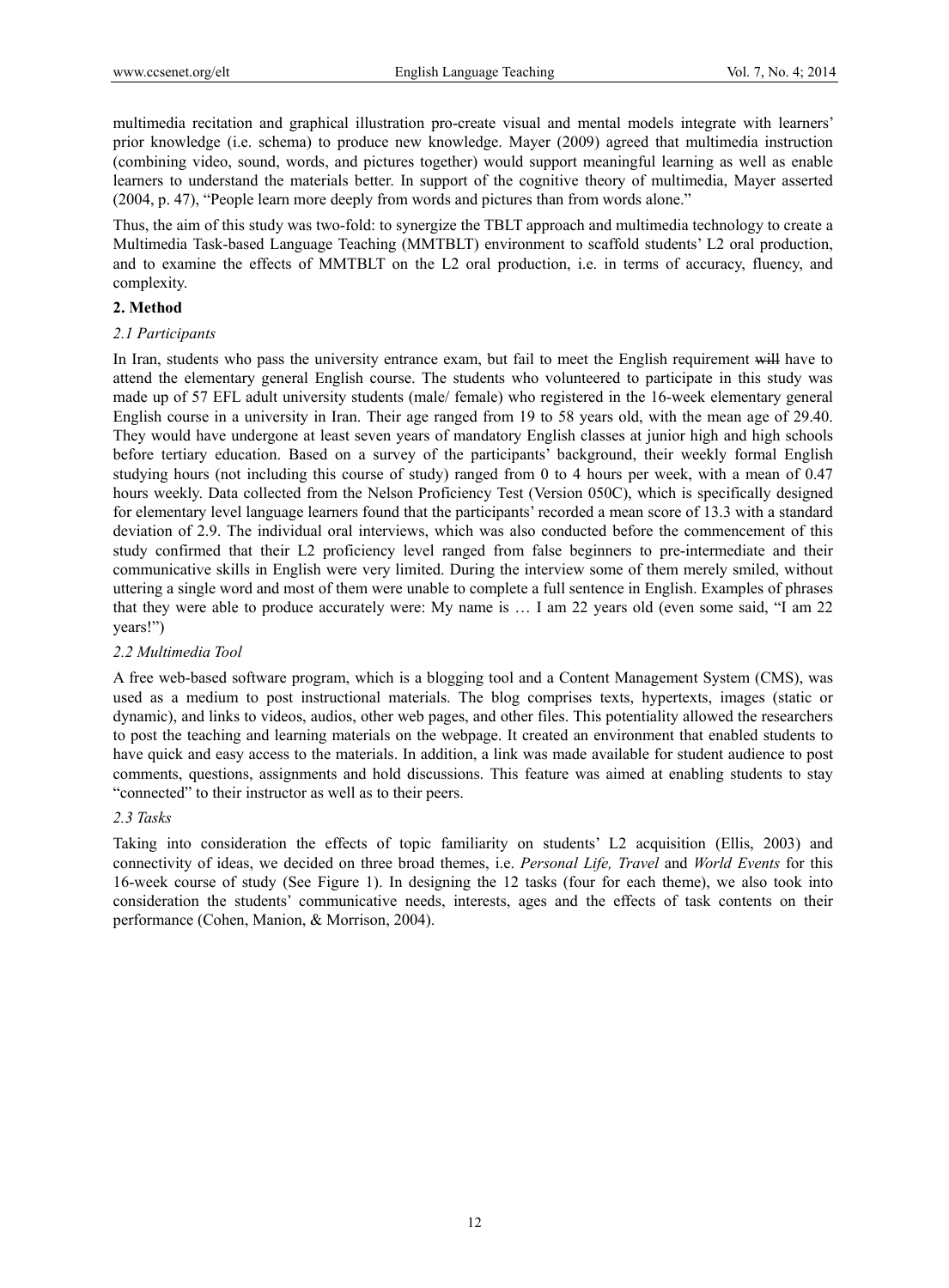multimedia recitation and graphical illustration pro-create visual and mental models integrate with learners' prior knowledge (i.e. schema) to produce new knowledge. Mayer (2009) agreed that multimedia instruction (combining video, sound, words, and pictures together) would support meaningful learning as well as enable learners to understand the materials better. In support of the cognitive theory of multimedia, Mayer asserted (2004, p. 47), "People learn more deeply from words and pictures than from words alone."

Thus, the aim of this study was two-fold: to synergize the TBLT approach and multimedia technology to create a Multimedia Task-based Language Teaching (MMTBLT) environment to scaffold students' L2 oral production, and to examine the effects of MMTBLT on the L2 oral production, i.e. in terms of accuracy, fluency, and complexity.

## 2. Method

### *2.1 Participants*

In Iran, students who pass the university entrance exam, but fail to meet the English requirement ~~will~~ have to attend the elementary general English course. The students who volunteered to participate in this study was made up of 57 EFL adult university students (male/ female) who registered in the 16-week elementary general English course in a university in Iran. Their age ranged from 19 to 58 years old, with the mean age of 29.40. They would have undergone at least seven years of mandatory English classes at junior high and high schools before tertiary education. Based on a survey of the participants' background, their weekly formal English studying hours (not including this course of study) ranged from 0 to 4 hours per week, with a mean of 0.47 hours weekly. Data collected from the Nelson Proficiency Test (Version 050C), which is specifically designed for elementary level language learners found that the participants' recorded a mean score of 13.3 with a standard deviation of 2.9. The individual oral interviews, which was also conducted before the commencement of this study confirmed that their L2 proficiency level ranged from false beginners to pre-intermediate and their communicative skills in English were very limited. During the interview some of them merely smiled, without uttering a single word and most of them were unable to complete a full sentence in English. Examples of phrases that they were able to produce accurately were: My name is … I am 22 years old (even some said, "I am 22 years!")

### *2.2 Multimedia Tool*

A free web-based software program, which is a blogging tool and a Content Management System (CMS), was used as a medium to post instructional materials. The blog comprises texts, hypertexts, images (static or dynamic), and links to videos, audios, other web pages, and other files. This potentiality allowed the researchers to post the teaching and learning materials on the webpage. It created an environment that enabled students to have quick and easy access to the materials. In addition, a link was made available for student audience to post comments, questions, assignments and hold discussions. This feature was aimed at enabling students to stay "connected" to their instructor as well as to their peers.

### *2.3 Tasks*

Taking into consideration the effects of topic familiarity on students' L2 acquisition (Ellis, 2003) and connectivity of ideas, we decided on three broad themes, i.e. *Personal Life, Travel* and *World Events* for this 16-week course of study (See Figure 1). In designing the 12 tasks (four for each theme), we also took into consideration the students' communicative needs, interests, ages and the effects of task contents on their performance (Cohen, Manion, & Morrison, 2004).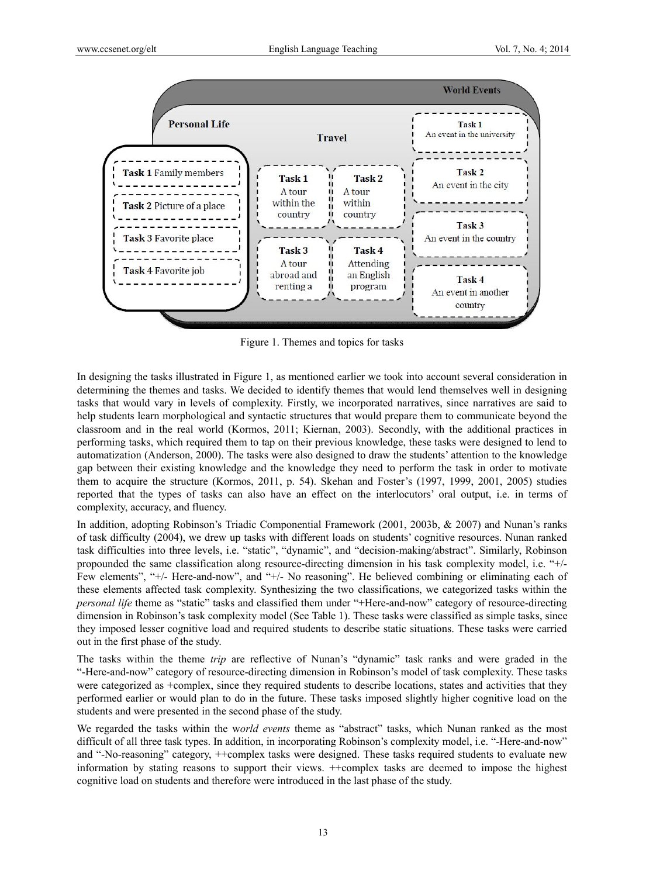Figure 1. Themes and topics for tasks

In designing the tasks illustrated in Figure 1, as mentioned earlier we took into account several consideration in determining the themes and tasks. We decided to identify themes that would lend themselves well in designing tasks that would vary in levels of complexity. Firstly, we incorporated narratives, since narratives are said to help students learn morphological and syntactic structures that would prepare them to communicate beyond the classroom and in the real world (Kormos, 2011; Kiernan, 2003). Secondly, with the additional practices in performing tasks, which required them to tap on their previous knowledge, these tasks were designed to lend to automatization (Anderson, 2000). The tasks were also designed to draw the students' attention to the knowledge gap between their existing knowledge and the knowledge they need to perform the task in order to motivate them to acquire the structure (Kormos, 2011, p. 54). Skehan and Foster's (1997, 1999, 2001, 2005) studies reported that the types of tasks can also have an effect on the interlocutors' oral output, i.e. in terms of complexity, accuracy, and fluency.

In addition, adopting Robinson's Triadic Componential Framework (2001, 2003b, & 2007) and Nunan's ranks of task difficulty (2004), we drew up tasks with different loads on students' cognitive resources. Nunan ranked task difficulties into three levels, i.e. "static", "dynamic", and "decision-making/abstract". Similarly, Robinson propounded the same classification along resource-directing dimension in his task complexity model, i.e. "+/- Few elements", "+/- Here-and-now", and "+/- No reasoning". He believed combining or eliminating each of these elements affected task complexity. Synthesizing the two classifications, we categorized tasks within the *personal life* theme as "static" tasks and classified them under "+Here-and-now" category of resource-directing dimension in Robinson's task complexity model (See Table 1). These tasks were classified as simple tasks, since they imposed lesser cognitive load and required students to describe static situations. These tasks were carried out in the first phase of the study.

The tasks within the theme *trip* are reflective of Nunan's "dynamic" task ranks and were graded in the "-Here-and-now" category of resource-directing dimension in Robinson's model of task complexity. These tasks were categorized as +complex, since they required students to describe locations, states and activities that they performed earlier or would plan to do in the future. These tasks imposed slightly higher cognitive load on the students and were presented in the second phase of the study.

We regarded the tasks within the w*orld events* theme as "abstract" tasks, which Nunan ranked as the most difficult of all three task types. In addition, in incorporating Robinson's complexity model, i.e. "-Here-and-now" and "-No-reasoning" category, ++complex tasks were designed. These tasks required students to evaluate new information by stating reasons to support their views. ++complex tasks are deemed to impose the highest cognitive load on students and therefore were introduced in the last phase of the study.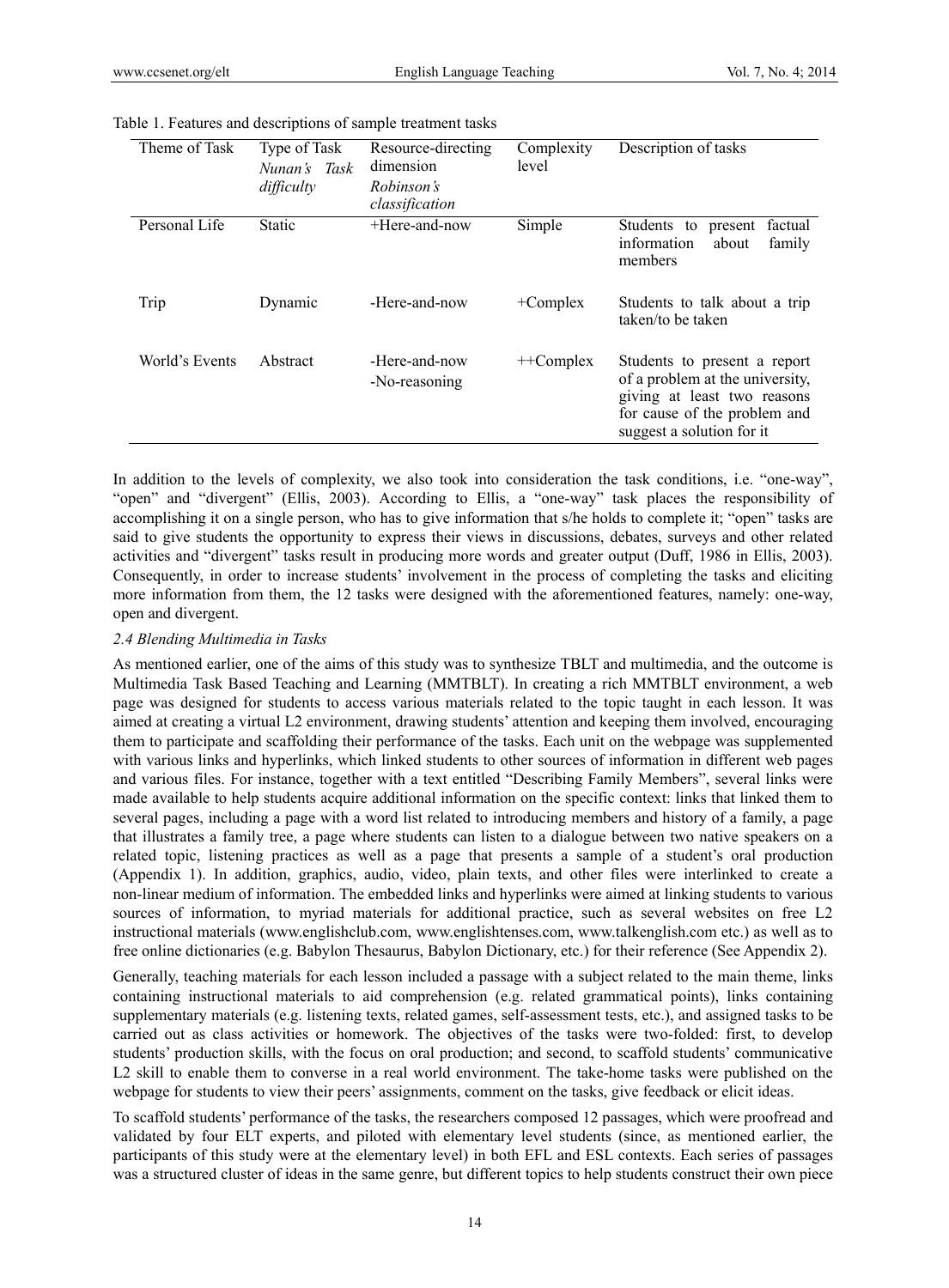Table 1. Features and descriptions of sample treatment tasks

| Theme of Task | Type of Task *Nunan's Task difficulty* | Resource-directing dimension *Robinson's classification* | Complexity level | Description of tasks |
|---|---|---|---|---|
| Personal Life | Static | +Here-and-now | Simple | Students to present factual information about family members |
| Trip | Dynamic | -Here-and-now | +Complex | Students to talk about a trip taken/to be taken |
| World's Events | Abstract | -Here-and-now -No-reasoning | ++Complex | Students to present a report of a problem at the university, giving at least two reasons for cause of the problem and suggest a solution for it |

In addition to the levels of complexity, we also took into consideration the task conditions, i.e. "one-way", "open" and "divergent" (Ellis, 2003). According to Ellis, a "one-way" task places the responsibility of accomplishing it on a single person, who has to give information that s/he holds to complete it; "open" tasks are said to give students the opportunity to express their views in discussions, debates, surveys and other related activities and "divergent" tasks result in producing more words and greater output (Duff, 1986 in Ellis, 2003). Consequently, in order to increase students' involvement in the process of completing the tasks and eliciting more information from them, the 12 tasks were designed with the aforementioned features, namely: one-way, open and divergent.

### *2.4 Blending Multimedia in Tasks*

As mentioned earlier, one of the aims of this study was to synthesize TBLT and multimedia, and the outcome is Multimedia Task Based Teaching and Learning (MMTBLT). In creating a rich MMTBLT environment, a web page was designed for students to access various materials related to the topic taught in each lesson. It was aimed at creating a virtual L2 environment, drawing students' attention and keeping them involved, encouraging them to participate and scaffolding their performance of the tasks. Each unit on the webpage was supplemented with various links and hyperlinks, which linked students to other sources of information in different web pages and various files. For instance, together with a text entitled "Describing Family Members", several links were made available to help students acquire additional information on the specific context: links that linked them to several pages, including a page with a word list related to introducing members and history of a family, a page that illustrates a family tree, a page where students can listen to a dialogue between two native speakers on a related topic, listening practices as well as a page that presents a sample of a student's oral production (Appendix 1). In addition, graphics, audio, video, plain texts, and other files were interlinked to create a non-linear medium of information. The embedded links and hyperlinks were aimed at linking students to various sources of information, to myriad materials for additional practice, such as several websites on free L2 instructional materials (www.englishclub.com, www.englishtenses.com, www.talkenglish.com etc.) as well as to free online dictionaries (e.g. Babylon Thesaurus, Babylon Dictionary, etc.) for their reference (See Appendix 2).

Generally, teaching materials for each lesson included a passage with a subject related to the main theme, links containing instructional materials to aid comprehension (e.g. related grammatical points), links containing supplementary materials (e.g. listening texts, related games, self-assessment tests, etc.), and assigned tasks to be carried out as class activities or homework. The objectives of the tasks were two-folded: first, to develop students' production skills, with the focus on oral production; and second, to scaffold students' communicative L2 skill to enable them to converse in a real world environment. The take-home tasks were published on the webpage for students to view their peers' assignments, comment on the tasks, give feedback or elicit ideas.

To scaffold students' performance of the tasks, the researchers composed 12 passages, which were proofread and validated by four ELT experts, and piloted with elementary level students (since, as mentioned earlier, the participants of this study were at the elementary level) in both EFL and ESL contexts. Each series of passages was a structured cluster of ideas in the same genre, but different topics to help students construct their own piece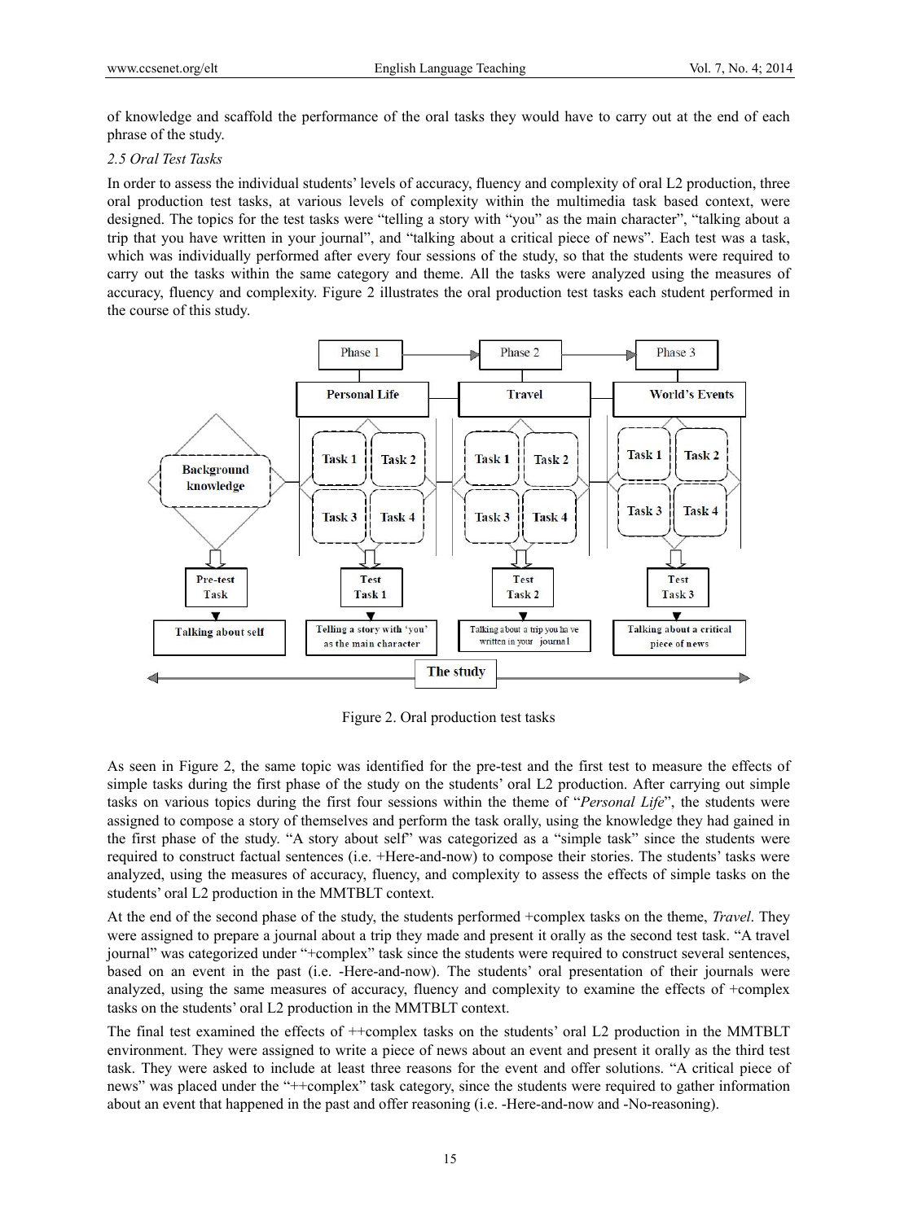of knowledge and scaffold the performance of the oral tasks they would have to carry out at the end of each phrase of the study.

### 2.5 Oral Test Tasks

In order to assess the individual students' levels of accuracy, fluency and complexity of oral L2 production, three oral production test tasks, at various levels of complexity within the multimedia task based context, were designed. The topics for the test tasks were "telling a story with "you" as the main character", "talking about a trip that you have written in your journal", and "talking about a critical piece of news". Each test was a task, which was individually performed after every four sessions of the study, so that the students were required to carry out the tasks within the same category and theme. All the tasks were analyzed using the measures of accuracy, fluency and complexity. Figure 2 illustrates the oral production test tasks each student performed in the course of this study.

Phase 1
Phase 2
Phase 3
Personal Life
Travel
World's Events
Background knowledge
Task 1
Task 2
Task 3
Task 4
Task 1
Task 2
Task 3
Task 4
Task 1
Task 2
Task 3
Task 4
Pre-test Task
Test Task 1
Test Task 2
Test Task 3
Talking about self
Telling a story with 'you' as the main character
Talking about a trip you have written in your journal
Talking about a critical piece of news
The study

Figure 2. Oral production test tasks

As seen in Figure 2, the same topic was identified for the pre-test and the first test to measure the effects of simple tasks during the first phase of the study on the students' oral L2 production. After carrying out simple tasks on various topics during the first four sessions within the theme of "*Personal Life*", the students were assigned to compose a story of themselves and perform the task orally, using the knowledge they had gained in the first phase of the study. "A story about self" was categorized as a "simple task" since the students were required to construct factual sentences (i.e. +Here-and-now) to compose their stories. The students' tasks were analyzed, using the measures of accuracy, fluency, and complexity to assess the effects of simple tasks on the students' oral L2 production in the MMTBLT context.

At the end of the second phase of the study, the students performed +complex tasks on the theme, *Travel*. They were assigned to prepare a journal about a trip they made and present it orally as the second test task. "A travel journal" was categorized under "+complex" task since the students were required to construct several sentences, based on an event in the past (i.e. -Here-and-now). The students' oral presentation of their journals were analyzed, using the same measures of accuracy, fluency and complexity to examine the effects of +complex tasks on the students' oral L2 production in the MMTBLT context.

The final test examined the effects of ++complex tasks on the students' oral L2 production in the MMTBLT environment. They were assigned to write a piece of news about an event and present it orally as the third test task. They were asked to include at least three reasons for the event and offer solutions. "A critical piece of news" was placed under the "++complex" task category, since the students were required to gather information about an event that happened in the past and offer reasoning (i.e. -Here-and-now and -No-reasoning).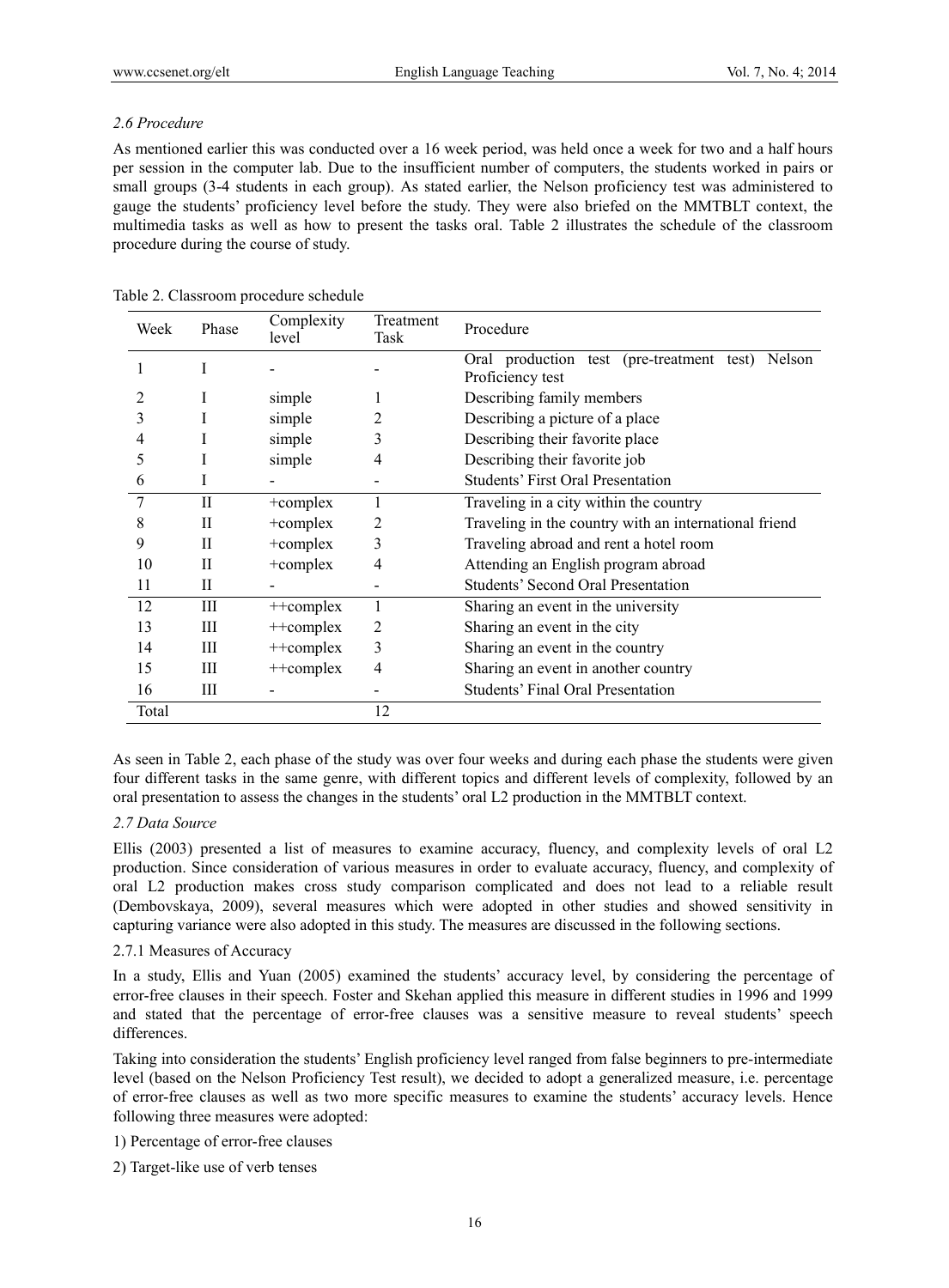*2.6 Procedure*

As mentioned earlier this was conducted over a 16 week period, was held once a week for two and a half hours per session in the computer lab. Due to the insufficient number of computers, the students worked in pairs or small groups (3-4 students in each group). As stated earlier, the Nelson proficiency test was administered to gauge the students' proficiency level before the study. They were also briefed on the MMTBLT context, the multimedia tasks as well as how to present the tasks oral. Table 2 illustrates the schedule of the classroom procedure during the course of study.

Table 2. Classroom procedure schedule

| Week | Phase | Complexity level | Treatment Task | Procedure |
|---|---|---|---|---|
| 1 | I | - | - | Oral production test (pre-treatment test) Nelson Proficiency test |
| 2 | I | simple | 1 | Describing family members |
| 3 | I | simple | 2 | Describing a picture of a place |
| 4 | I | simple | 3 | Describing their favorite place |
| 5 | I | simple | 4 | Describing their favorite job |
| 6 | I | - | - | Students' First Oral Presentation |
| 7 | II | +complex | 1 | Traveling in a city within the country |
| 8 | II | +complex | 2 | Traveling in the country with an international friend |
| 9 | II | +complex | 3 | Traveling abroad and rent a hotel room |
| 10 | II | +complex | 4 | Attending an English program abroad |
| 11 | II | - | - | Students' Second Oral Presentation |
| 12 | III | ++complex | 1 | Sharing an event in the university |
| 13 | III | ++complex | 2 | Sharing an event in the city |
| 14 | III | ++complex | 3 | Sharing an event in the country |
| 15 | III | ++complex | 4 | Sharing an event in another country |
| 16 | III | - | - | Students' Final Oral Presentation |
| Total | | | 12 | |

As seen in Table 2, each phase of the study was over four weeks and during each phase the students were given four different tasks in the same genre, with different topics and different levels of complexity, followed by an oral presentation to assess the changes in the students' oral L2 production in the MMTBLT context.

*2.7 Data Source*

Ellis (2003) presented a list of measures to examine accuracy, fluency, and complexity levels of oral L2 production. Since consideration of various measures in order to evaluate accuracy, fluency, and complexity of oral L2 production makes cross study comparison complicated and does not lead to a reliable result (Dembovskaya, 2009), several measures which were adopted in other studies and showed sensitivity in capturing variance were also adopted in this study. The measures are discussed in the following sections.

2.7.1 Measures of Accuracy

In a study, Ellis and Yuan (2005) examined the students' accuracy level, by considering the percentage of error-free clauses in their speech. Foster and Skehan applied this measure in different studies in 1996 and 1999 and stated that the percentage of error-free clauses was a sensitive measure to reveal students' speech differences.

Taking into consideration the students' English proficiency level ranged from false beginners to pre-intermediate level (based on the Nelson Proficiency Test result), we decided to adopt a generalized measure, i.e. percentage of error-free clauses as well as two more specific measures to examine the students' accuracy levels. Hence following three measures were adopted:

1) Percentage of error-free clauses

2) Target-like use of verb tenses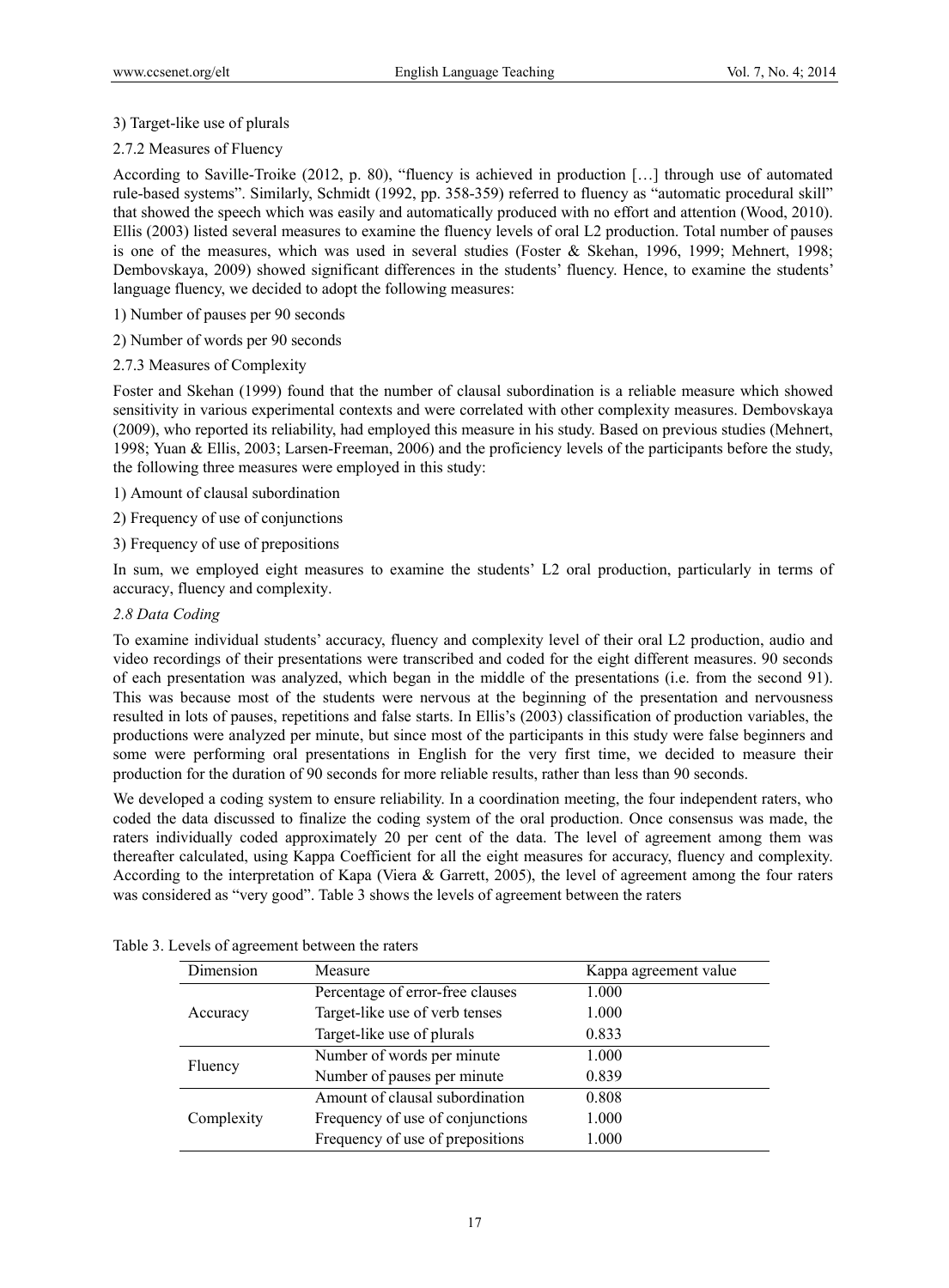3) Target-like use of plurals

#### 2.7.2 Measures of Fluency

According to Saville-Troike (2012, p. 80), "fluency is achieved in production […] through use of automated rule-based systems". Similarly, Schmidt (1992, pp. 358-359) referred to fluency as "automatic procedural skill" that showed the speech which was easily and automatically produced with no effort and attention (Wood, 2010). Ellis (2003) listed several measures to examine the fluency levels of oral L2 production. Total number of pauses is one of the measures, which was used in several studies (Foster & Skehan, 1996, 1999; Mehnert, 1998; Dembovskaya, 2009) showed significant differences in the students' fluency. Hence, to examine the students' language fluency, we decided to adopt the following measures:

1) Number of pauses per 90 seconds

2) Number of words per 90 seconds

#### 2.7.3 Measures of Complexity

Foster and Skehan (1999) found that the number of clausal subordination is a reliable measure which showed sensitivity in various experimental contexts and were correlated with other complexity measures. Dembovskaya (2009), who reported its reliability, had employed this measure in his study. Based on previous studies (Mehnert, 1998; Yuan & Ellis, 2003; Larsen-Freeman, 2006) and the proficiency levels of the participants before the study, the following three measures were employed in this study:

1) Amount of clausal subordination

2) Frequency of use of conjunctions

3) Frequency of use of prepositions

In sum, we employed eight measures to examine the students' L2 oral production, particularly in terms of accuracy, fluency and complexity.

### *2.8 Data Coding*

To examine individual students' accuracy, fluency and complexity level of their oral L2 production, audio and video recordings of their presentations were transcribed and coded for the eight different measures. 90 seconds of each presentation was analyzed, which began in the middle of the presentations (i.e. from the second 91). This was because most of the students were nervous at the beginning of the presentation and nervousness resulted in lots of pauses, repetitions and false starts. In Ellis's (2003) classification of production variables, the productions were analyzed per minute, but since most of the participants in this study were false beginners and some were performing oral presentations in English for the very first time, we decided to measure their production for the duration of 90 seconds for more reliable results, rather than less than 90 seconds.

We developed a coding system to ensure reliability. In a coordination meeting, the four independent raters, who coded the data discussed to finalize the coding system of the oral production. Once consensus was made, the raters individually coded approximately 20 per cent of the data. The level of agreement among them was thereafter calculated, using Kappa Coefficient for all the eight measures for accuracy, fluency and complexity. According to the interpretation of Kapa (Viera & Garrett, 2005), the level of agreement among the four raters was considered as "very good". Table 3 shows the levels of agreement between the raters

Table 3. Levels of agreement between the raters

| Dimension | Measure | Kappa agreement value |
|---|---|---|
| Accuracy | Percentage of error-free clauses | 1.000 |
| | Target-like use of verb tenses | 1.000 |
| | Target-like use of plurals | 0.833 |
| Fluency | Number of words per minute | 1.000 |
| | Number of pauses per minute | 0.839 |
| Complexity | Amount of clausal subordination | 0.808 |
| | Frequency of use of conjunctions | 1.000 |
| | Frequency of use of prepositions | 1.000 |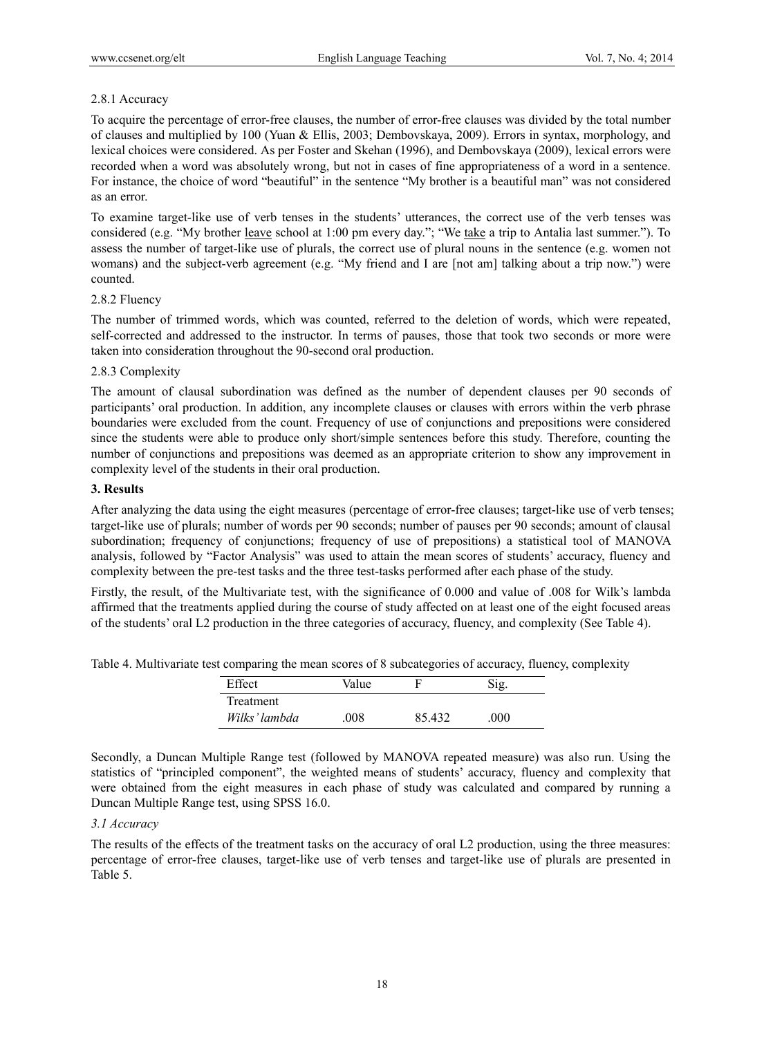2.8.1 Accuracy

To acquire the percentage of error-free clauses, the number of error-free clauses was divided by the total number of clauses and multiplied by 100 (Yuan & Ellis, 2003; Dembovskaya, 2009). Errors in syntax, morphology, and lexical choices were considered. As per Foster and Skehan (1996), and Dembovskaya (2009), lexical errors were recorded when a word was absolutely wrong, but not in cases of fine appropriateness of a word in a sentence. For instance, the choice of word "beautiful" in the sentence "My brother is a beautiful man" was not considered as an error.

To examine target-like use of verb tenses in the students' utterances, the correct use of the verb tenses was considered (e.g. "My brother <u>leave</u> school at 1:00 pm every day."; "We <u>take</u> a trip to Antalia last summer."). To assess the number of target-like use of plurals, the correct use of plural nouns in the sentence (e.g. women not womans) and the subject-verb agreement (e.g. "My friend and I are [not am] talking about a trip now.") were counted.

2.8.2 Fluency

The number of trimmed words, which was counted, referred to the deletion of words, which were repeated, self-corrected and addressed to the instructor. In terms of pauses, those that took two seconds or more were taken into consideration throughout the 90-second oral production.

2.8.3 Complexity

The amount of clausal subordination was defined as the number of dependent clauses per 90 seconds of participants' oral production. In addition, any incomplete clauses or clauses with errors within the verb phrase boundaries were excluded from the count. Frequency of use of conjunctions and prepositions were considered since the students were able to produce only short/simple sentences before this study. Therefore, counting the number of conjunctions and prepositions was deemed as an appropriate criterion to show any improvement in complexity level of the students in their oral production.

## 3. Results

After analyzing the data using the eight measures (percentage of error-free clauses; target-like use of verb tenses; target-like use of plurals; number of words per 90 seconds; number of pauses per 90 seconds; amount of clausal subordination; frequency of conjunctions; frequency of use of prepositions) a statistical tool of MANOVA analysis, followed by "Factor Analysis" was used to attain the mean scores of students' accuracy, fluency and complexity between the pre-test tasks and the three test-tasks performed after each phase of the study.

Firstly, the result, of the Multivariate test, with the significance of 0.000 and value of .008 for Wilk's lambda affirmed that the treatments applied during the course of study affected on at least one of the eight focused areas of the students' oral L2 production in the three categories of accuracy, fluency, and complexity (See Table 4).

Table 4. Multivariate test comparing the mean scores of 8 subcategories of accuracy, fluency, complexity

| Effect | Value | F | Sig. |
|---|---|---|---|
| Treatment | | | |
| *Wilks' lambda* | .008 | 85.432 | .000 |

Secondly, a Duncan Multiple Range test (followed by MANOVA repeated measure) was also run. Using the statistics of "principled component", the weighted means of students' accuracy, fluency and complexity that were obtained from the eight measures in each phase of study was calculated and compared by running a Duncan Multiple Range test, using SPSS 16.0.

### *3.1 Accuracy*

The results of the effects of the treatment tasks on the accuracy of oral L2 production, using the three measures: percentage of error-free clauses, target-like use of verb tenses and target-like use of plurals are presented in Table 5.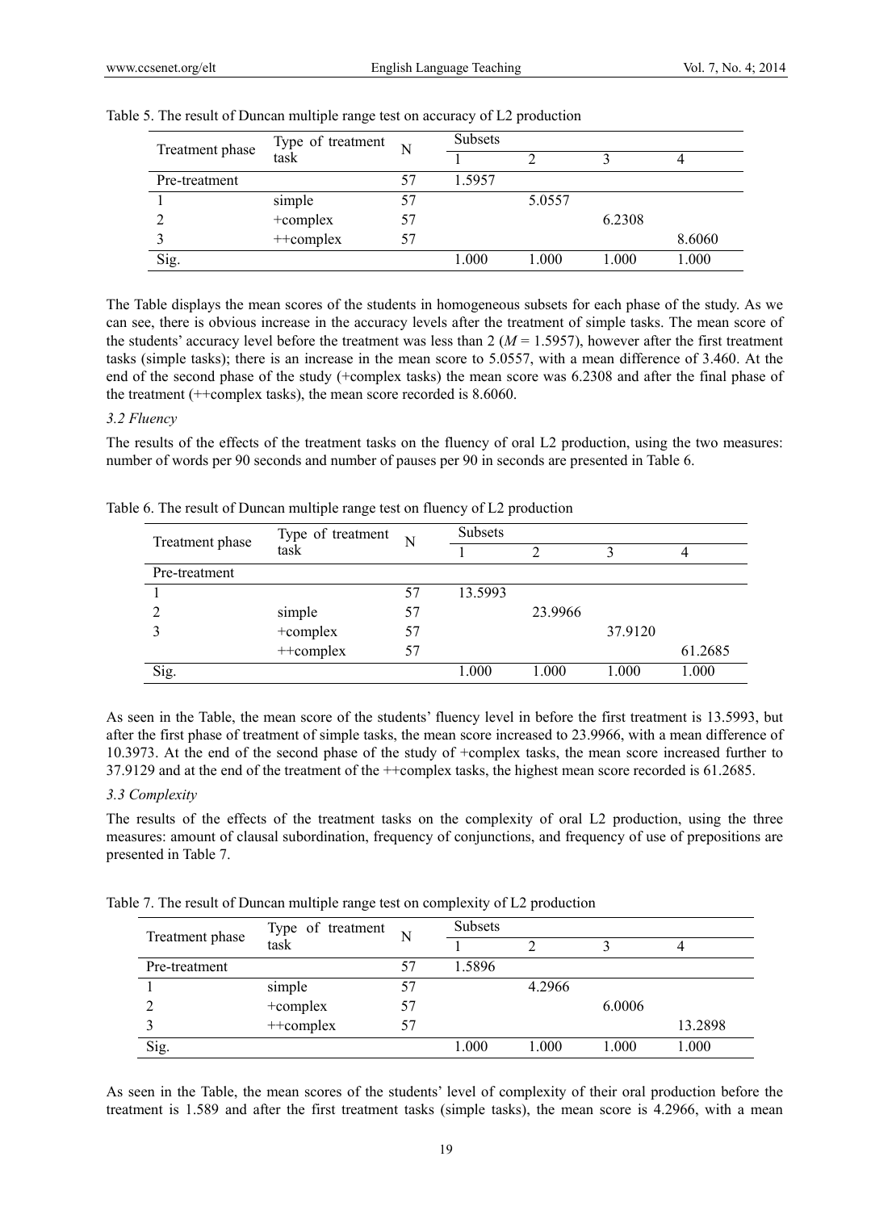Table 5. The result of Duncan multiple range test on accuracy of L2 production

| Treatment phase | Type of treatment task | N | Subsets | | | |
|---|---|---|---|---|---|---|
| | | | 1 | 2 | 3 | 4 |
| Pre-treatment | | 57 | 1.5957 | | | |
| 1 | simple | 57 | | 5.0557 | | |
| 2 | +complex | 57 | | | 6.2308 | |
| 3 | ++complex | 57 | | | | 8.6060 |
| Sig. | | | 1.000 | 1.000 | 1.000 | 1.000 |

The Table displays the mean scores of the students in homogeneous subsets for each phase of the study. As we can see, there is obvious increase in the accuracy levels after the treatment of simple tasks. The mean score of the students' accuracy level before the treatment was less than 2 ($M$ = 1.5957), however after the first treatment tasks (simple tasks); there is an increase in the mean score to 5.0557, with a mean difference of 3.460. At the end of the second phase of the study (+complex tasks) the mean score was 6.2308 and after the final phase of the treatment (++complex tasks), the mean score recorded is 8.6060.

### 3.2 Fluency

The results of the effects of the treatment tasks on the fluency of oral L2 production, using the two measures: number of words per 90 seconds and number of pauses per 90 in seconds are presented in Table 6.

Table 6. The result of Duncan multiple range test on fluency of L2 production

| Treatment phase | Type of treatment task | N | Subsets | | | |
|---|---|---|---|---|---|---|
| | | | 1 | 2 | 3 | 4 |
| Pre-treatment | | | | | | |
| 1 | | 57 | 13.5993 | | | |
| 2 | simple | 57 | | 23.9966 | | |
| 3 | +complex | 57 | | | 37.9120 | |
| | ++complex | 57 | | | | 61.2685 |
| Sig. | | | 1.000 | 1.000 | 1.000 | 1.000 |

As seen in the Table, the mean score of the students' fluency level in before the first treatment is 13.5993, but after the first phase of treatment of simple tasks, the mean score increased to 23.9966, with a mean difference of 10.3973. At the end of the second phase of the study of +complex tasks, the mean score increased further to 37.9129 and at the end of the treatment of the ++complex tasks, the highest mean score recorded is 61.2685.

### 3.3 Complexity

The results of the effects of the treatment tasks on the complexity of oral L2 production, using the three measures: amount of clausal subordination, frequency of conjunctions, and frequency of use of prepositions are presented in Table 7.

Table 7. The result of Duncan multiple range test on complexity of L2 production

| Treatment phase | Type of treatment task | N | Subsets | | | |
|---|---|---|---|---|---|---|
| | | | 1 | 2 | 3 | 4 |
| Pre-treatment | | 57 | 1.5896 | | | |
| 1 | simple | 57 | | 4.2966 | | |
| 2 | +complex | 57 | | | 6.0006 | |
| 3 | ++complex | 57 | | | | 13.2898 |
| Sig. | | | 1.000 | 1.000 | 1.000 | 1.000 |

As seen in the Table, the mean scores of the students' level of complexity of their oral production before the treatment is 1.589 and after the first treatment tasks (simple tasks), the mean score is 4.2966, with a mean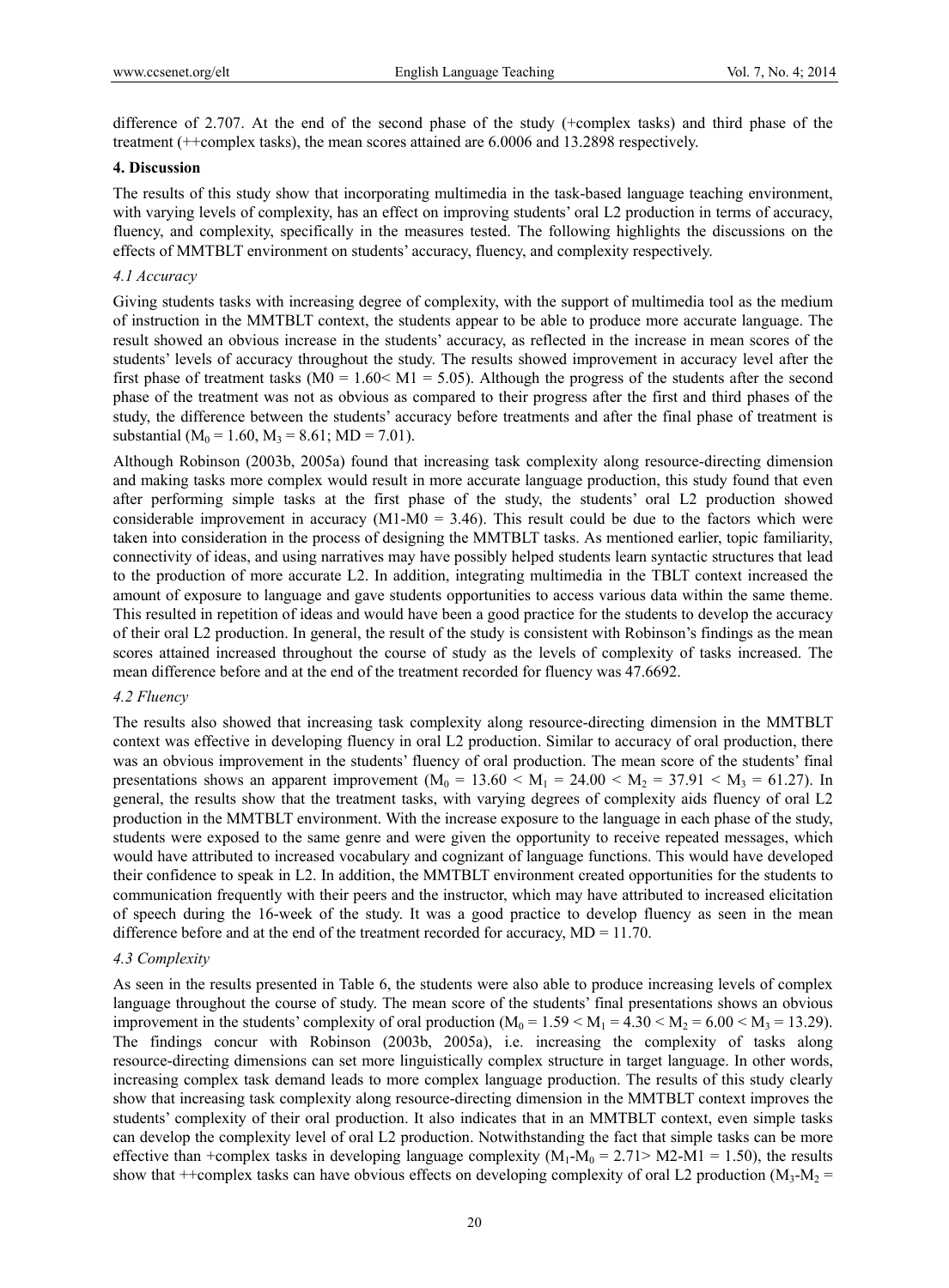difference of 2.707. At the end of the second phase of the study (+complex tasks) and third phase of the treatment (++complex tasks), the mean scores attained are 6.0006 and 13.2898 respectively.

## 4. Discussion

The results of this study show that incorporating multimedia in the task-based language teaching environment, with varying levels of complexity, has an effect on improving students' oral L2 production in terms of accuracy, fluency, and complexity, specifically in the measures tested. The following highlights the discussions on the effects of MMTBLT environment on students' accuracy, fluency, and complexity respectively.

### *4.1 Accuracy*

Giving students tasks with increasing degree of complexity, with the support of multimedia tool as the medium of instruction in the MMTBLT context, the students appear to be able to produce more accurate language. The result showed an obvious increase in the students' accuracy, as reflected in the increase in mean scores of the students' levels of accuracy throughout the study. The results showed improvement in accuracy level after the first phase of treatment tasks ($M0 = 1.60 < M1 = 5.05$). Although the progress of the students after the second phase of the treatment was not as obvious as compared to their progress after the first and third phases of the treatment, the difference between the students' accuracy before treatments and after the final phase of treatment is substantial ($M_0 = 1.60$, $M_3 = 8.61$; $MD = 7.01$).

Although Robinson (2003b, 2005a) found that increasing task complexity along resource-directing dimension and making tasks more complex would result in more accurate language production, this study found that even after performing simple tasks at the first phase of the study, the students' oral L2 production showed considerable improvement in accuracy ($M1\text{-}M0 = 3.46$). This result could be due to the factors which were taken into consideration in the process of designing the MMTBLT tasks. As mentioned earlier, topic familiarity, connectivity of ideas, and using narratives may have possibly helped students learn syntactic structures that lead to the production of more accurate L2. In addition, integrating multimedia in the TBLT context increased the amount of exposure to language and gave students opportunities to access various data within the same theme. This resulted in repetition of ideas and would have been a good practice for the students to develop the accuracy of their oral L2 production. In general, the result of the study is consistent with Robinson's findings as the mean scores attained increased throughout the course of study as the levels of complexity of tasks increased. The mean difference before and at the end of the treatment recorded for fluency was 47.6692.

### *4.2 Fluency*

The results also showed that increasing task complexity along resource-directing dimension in the MMTBLT context was effective in developing fluency in oral L2 production. Similar to accuracy of oral production, there was an obvious improvement in the students' fluency of oral production. The mean score of the students' final presentations shows an apparent improvement ($M_0 = 13.60 < M_1 = 24.00 < M_2 = 37.91 < M_3 = 61.27$). In general, the results show that the treatment tasks, with varying degrees of complexity aids fluency of oral L2 production in the MMTBLT environment. With the increase exposure to the language in each phase of the study, students were exposed to the same genre and were given the opportunity to receive repeated messages, which would have attributed to increased vocabulary and cognizant of language functions. This would have developed their confidence to speak in L2. In addition, the MMTBLT environment created opportunities for the students to communication frequently with their peers and the instructor, which may have attributed to increased elicitation of speech during the 16-week of the study. It was a good practice to develop fluency as seen in the mean difference before and at the end of the treatment recorded for accuracy, $MD = 11.70$.

### *4.3 Complexity*

As seen in the results presented in Table 6, the students were also able to produce increasing levels of complex language throughout the course of study. The mean score of the students' final presentations shows an obvious improvement in the students' complexity of oral production ($M_0 = 1.59 < M_1 = 4.30 < M_2 = 6.00 < M_3 = 13.29$). The findings concur with Robinson (2003b, 2005a), i.e. increasing the complexity of tasks along resource-directing dimensions can set more linguistically complex structure in target language. In other words, increasing complex task demand leads to more complex language production. The results of this study clearly show that increasing task complexity along resource-directing dimension in the MMTBLT context improves the students' complexity of their oral production. It also indicates that in an MMTBLT context, even simple tasks can develop the complexity level of oral L2 production. Notwithstanding the fact that simple tasks can be more effective than +complex tasks in developing language complexity ($M_1\text{-}M_0 = 2.71 > M2\text{-}M1 = 1.50$), the results show that ++complex tasks can have obvious effects on developing complexity of oral L2 production ($M_3\text{-}M_2 =$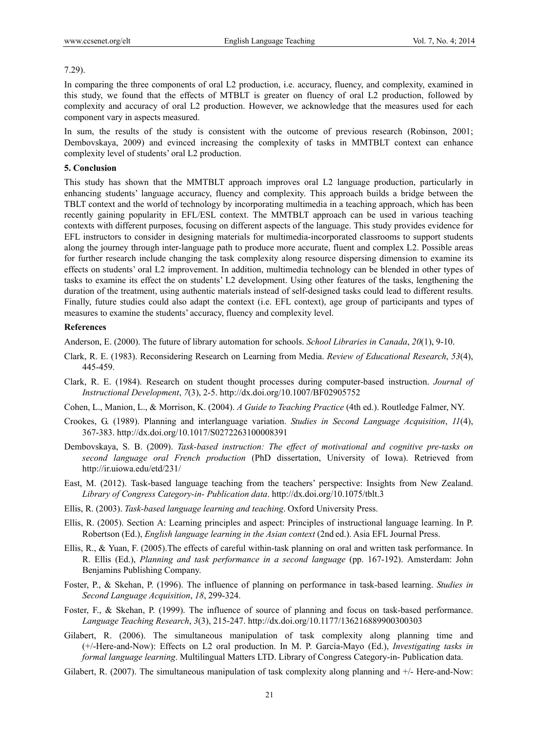7.29).

In comparing the three components of oral L2 production, i.e. accuracy, fluency, and complexity, examined in this study, we found that the effects of MTBLT is greater on fluency of oral L2 production, followed by complexity and accuracy of oral L2 production. However, we acknowledge that the measures used for each component vary in aspects measured.

In sum, the results of the study is consistent with the outcome of previous research (Robinson, 2001; Dembovskaya, 2009) and evinced increasing the complexity of tasks in MMTBLT context can enhance complexity level of students' oral L2 production.

## 5. Conclusion

This study has shown that the MMTBLT approach improves oral L2 language production, particularly in enhancing students' language accuracy, fluency and complexity. This approach builds a bridge between the TBLT context and the world of technology by incorporating multimedia in a teaching approach, which has been recently gaining popularity in EFL/ESL context. The MMTBLT approach can be used in various teaching contexts with different purposes, focusing on different aspects of the language. This study provides evidence for EFL instructors to consider in designing materials for multimedia-incorporated classrooms to support students along the journey through inter-language path to produce more accurate, fluent and complex L2. Possible areas for further research include changing the task complexity along resource dispersing dimension to examine its effects on students' oral L2 improvement. In addition, multimedia technology can be blended in other types of tasks to examine its effect the on students' L2 development. Using other features of the tasks, lengthening the duration of the treatment, using authentic materials instead of self-designed tasks could lead to different results. Finally, future studies could also adapt the context (i.e. EFL context), age group of participants and types of measures to examine the students' accuracy, fluency and complexity level.

## References

Anderson, E. (2000). The future of library automation for schools. *School Libraries in Canada*, *20*(1), 9-10.

Clark, R. E. (1983). Reconsidering Research on Learning from Media. *Review of Educational Research*, *53*(4), 445-459.

Clark, R. E. (1984). Research on student thought processes during computer-based instruction. *Journal of Instructional Development*, *7*(3), 2-5. http://dx.doi.org/10.1007/BF02905752

Cohen, L., Manion, L., & Morrison, K. (2004). *A Guide to Teaching Practice* (4th ed.). Routledge Falmer, NY.

Crookes, G. (1989). Planning and interlanguage variation. *Studies in Second Language Acquisition*, *11*(4), 367-383. http://dx.doi.org/10.1017/S0272263100008391

Dembovskaya, S. B. (2009). *Task-based instruction: The effect of motivational and cognitive pre-tasks on second language oral French production* (PhD dissertation, University of Iowa). Retrieved from http://ir.uiowa.edu/etd/231/

East, M. (2012). Task-based language teaching from the teachers' perspective: Insights from New Zealand. *Library of Congress Category-in- Publication data*. http://dx.doi.org/10.1075/tblt.3

Ellis, R. (2003). *Task-based language learning and teaching*. Oxford University Press.

Ellis, R. (2005). Section A: Learning principles and aspect: Principles of instructional language learning. In P. Robertson (Ed.), *English language learning in the Asian context* (2nd ed.). Asia EFL Journal Press.

Ellis, R., & Yuan, F. (2005).The effects of careful within-task planning on oral and written task performance. In R. Ellis (Ed.), *Planning and task performance in a second language* (pp. 167-192). Amsterdam: John Benjamins Publishing Company.

Foster, P., & Skehan, P. (1996). The influence of planning on performance in task-based learning. *Studies in Second Language Acquisition*, *18*, 299-324.

Foster, F., & Skehan, P. (1999). The influence of source of planning and focus on task-based performance. *Language Teaching Research*, *3*(3), 215-247. http://dx.doi.org/10.1177/136216889900300303

Gilabert, R. (2006). The simultaneous manipulation of task complexity along planning time and (+/-Here-and-Now): Effects on L2 oral production. In M. P. García-Mayo (Ed.), *Investigating tasks in formal language learning*. Multilingual Matters LTD. Library of Congress Category-in- Publication data.

Gilabert, R. (2007). The simultaneous manipulation of task complexity along planning and +/- Here-and-Now: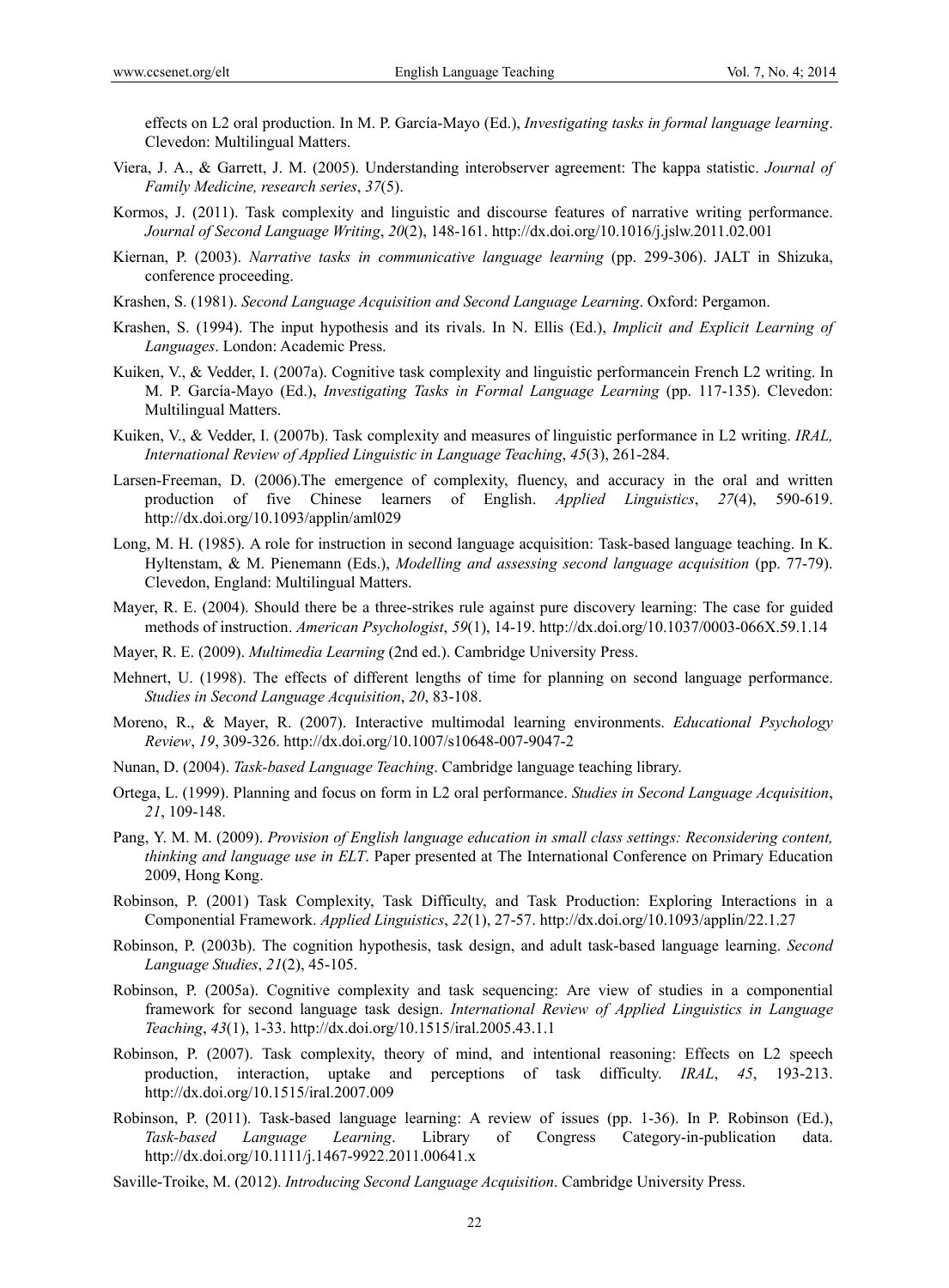effects on L2 oral production. In M. P. García-Mayo (Ed.), *Investigating tasks in formal language learning*. Clevedon: Multilingual Matters.

Viera, J. A., & Garrett, J. M. (2005). Understanding interobserver agreement: The kappa statistic. *Journal of Family Medicine, research series*, *37*(5).

Kormos, J. (2011). Task complexity and linguistic and discourse features of narrative writing performance. *Journal of Second Language Writing*, *20*(2), 148-161. http://dx.doi.org/10.1016/j.jslw.2011.02.001

Kiernan, P. (2003). *Narrative tasks in communicative language learning* (pp. 299-306). JALT in Shizuka, conference proceeding.

Krashen, S. (1981). *Second Language Acquisition and Second Language Learning*. Oxford: Pergamon.

Krashen, S. (1994). The input hypothesis and its rivals. In N. Ellis (Ed.), *Implicit and Explicit Learning of Languages*. London: Academic Press.

Kuiken, V., & Vedder, I. (2007a). Cognitive task complexity and linguistic performancein French L2 writing. In M. P. García-Mayo (Ed.), *Investigating Tasks in Formal Language Learning* (pp. 117-135). Clevedon: Multilingual Matters.

Kuiken, V., & Vedder, I. (2007b). Task complexity and measures of linguistic performance in L2 writing. *IRAL, International Review of Applied Linguistic in Language Teaching*, *45*(3), 261-284.

Larsen-Freeman, D. (2006).The emergence of complexity, fluency, and accuracy in the oral and written production of five Chinese learners of English. *Applied Linguistics*, *27*(4), 590-619. http://dx.doi.org/10.1093/applin/aml029

Long, M. H. (1985). A role for instruction in second language acquisition: Task-based language teaching. In K. Hyltenstam, & M. Pienemann (Eds.), *Modelling and assessing second language acquisition* (pp. 77-79). Clevedon, England: Multilingual Matters.

Mayer, R. E. (2004). Should there be a three-strikes rule against pure discovery learning: The case for guided methods of instruction. *American Psychologist*, *59*(1), 14-19. http://dx.doi.org/10.1037/0003-066X.59.1.14

Mayer, R. E. (2009). *Multimedia Learning* (2nd ed.). Cambridge University Press.

Mehnert, U. (1998). The effects of different lengths of time for planning on second language performance. *Studies in Second Language Acquisition*, *20*, 83-108.

Moreno, R., & Mayer, R. (2007). Interactive multimodal learning environments. *Educational Psychology Review*, *19*, 309-326. http://dx.doi.org/10.1007/s10648-007-9047-2

Nunan, D. (2004). *Task-based Language Teaching*. Cambridge language teaching library.

Ortega, L. (1999). Planning and focus on form in L2 oral performance. *Studies in Second Language Acquisition*, *21*, 109-148.

Pang, Y. M. M. (2009). *Provision of English language education in small class settings: Reconsidering content, thinking and language use in ELT*. Paper presented at The International Conference on Primary Education 2009, Hong Kong.

Robinson, P. (2001) Task Complexity, Task Difficulty, and Task Production: Exploring Interactions in a Componential Framework. *Applied Linguistics*, *22*(1), 27-57. http://dx.doi.org/10.1093/applin/22.1.27

Robinson, P. (2003b). The cognition hypothesis, task design, and adult task-based language learning. *Second Language Studies*, *21*(2), 45-105.

Robinson, P. (2005a). Cognitive complexity and task sequencing: Are view of studies in a componential framework for second language task design. *International Review of Applied Linguistics in Language Teaching*, *43*(1), 1-33. http://dx.doi.org/10.1515/iral.2005.43.1.1

Robinson, P. (2007). Task complexity, theory of mind, and intentional reasoning: Effects on L2 speech production, interaction, uptake and perceptions of task difficulty. *IRAL*, *45*, 193-213. http://dx.doi.org/10.1515/iral.2007.009

Robinson, P. (2011). Task-based language learning: A review of issues (pp. 1-36). In P. Robinson (Ed.), *Task-based Language Learning*. Library of Congress Category-in-publication data. http://dx.doi.org/10.1111/j.1467-9922.2011.00641.x

Saville-Troike, M. (2012). *Introducing Second Language Acquisition*. Cambridge University Press.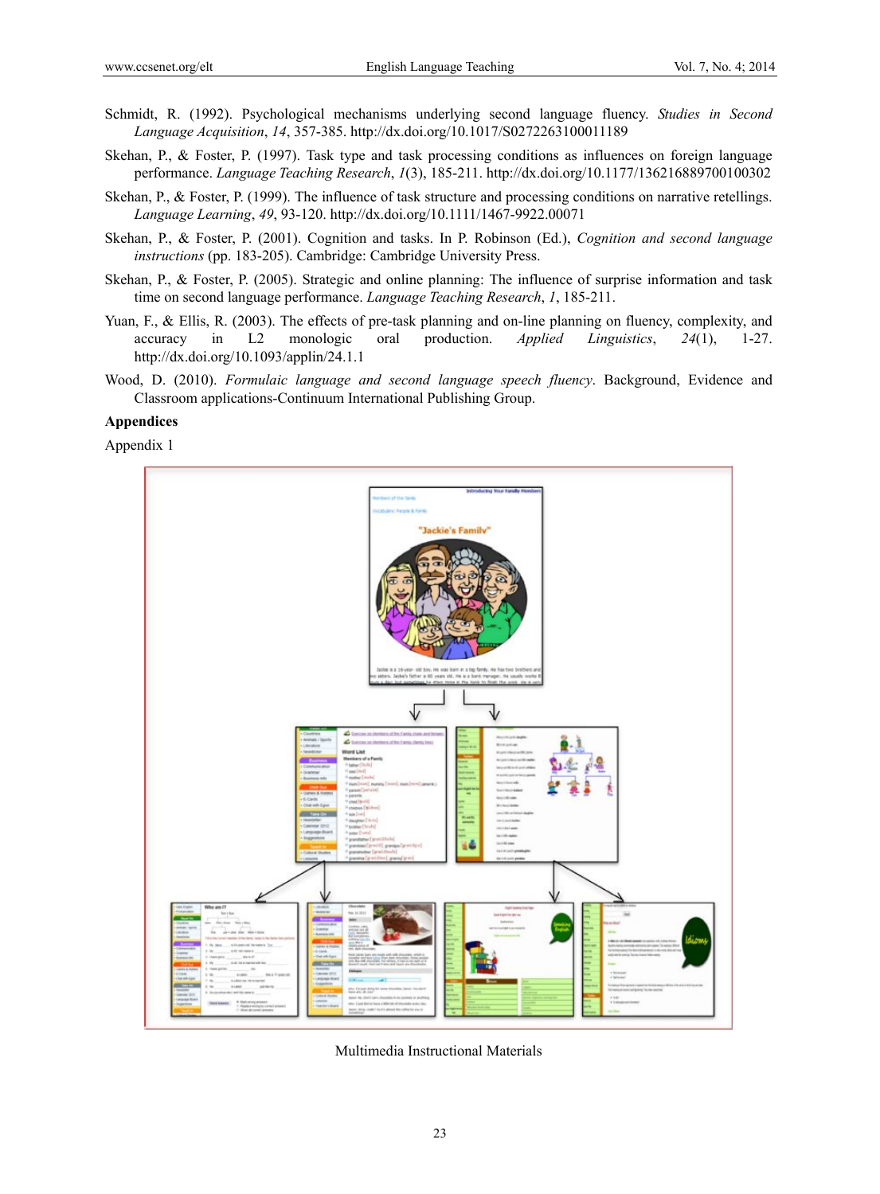Schmidt, R. (1992). Psychological mechanisms underlying second language fluency. *Studies in Second Language Acquisition*, *14*, 357-385. http://dx.doi.org/10.1017/S0272263100011189

Skehan, P., & Foster, P. (1997). Task type and task processing conditions as influences on foreign language performance. *Language Teaching Research*, *1*(3), 185-211. http://dx.doi.org/10.1177/136216889700100302

Skehan, P., & Foster, P. (1999). The influence of task structure and processing conditions on narrative retellings. *Language Learning*, *49*, 93-120. http://dx.doi.org/10.1111/1467-9922.00071

Skehan, P., & Foster, P. (2001). Cognition and tasks. In P. Robinson (Ed.), *Cognition and second language instructions* (pp. 183-205). Cambridge: Cambridge University Press.

Skehan, P., & Foster, P. (2005). Strategic and online planning: The influence of surprise information and task time on second language performance. *Language Teaching Research*, *1*, 185-211.

Yuan, F., & Ellis, R. (2003). The effects of pre-task planning and on-line planning on fluency, complexity, and accuracy in L2 monologic oral production. *Applied Linguistics*, *24*(1), 1-27. http://dx.doi.org/10.1093/applin/24.1.1

Wood, D. (2010). *Formulaic language and second language speech fluency*. Background, Evidence and Classroom applications-Continuum International Publishing Group.

**Appendices**

Appendix 1

Multimedia Instructional Materials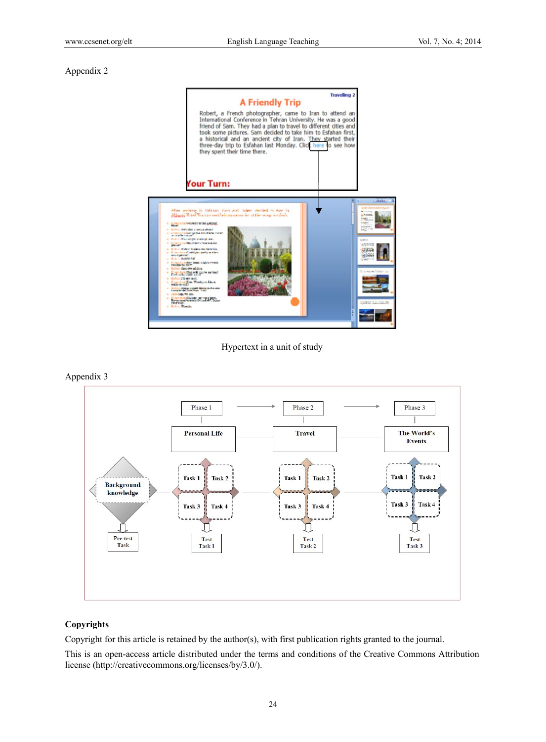Appendix 2

Travelling 2

A Friendly Trip

Robert, a French photographer, came to Iran to attend an International Conference in Tehran University. He was a good friend of Sam. They had a plan to travel to different cities and took some pictures. Sam decided to take him to Esfahan first, a historical and an ancient city of Iran. They started their three-day trip to Esfahan last Monday. Click here to see how they spent their time there.

Your Turn:

Hypertext in a unit of study

Appendix 3

Phase 1
Phase 2
Phase 3
Personal Life
Travel
The World's Events
Background knowledge
Task 1
Task 2
Task 3
Task 4
Pre-test Task
Test Task 1
Test Task 2
Test Task 3

## Copyrights

Copyright for this article is retained by the author(s), with first publication rights granted to the journal.

This is an open-access article distributed under the terms and conditions of the Creative Commons Attribution license (http://creativecommons.org/licenses/by/3.0/).